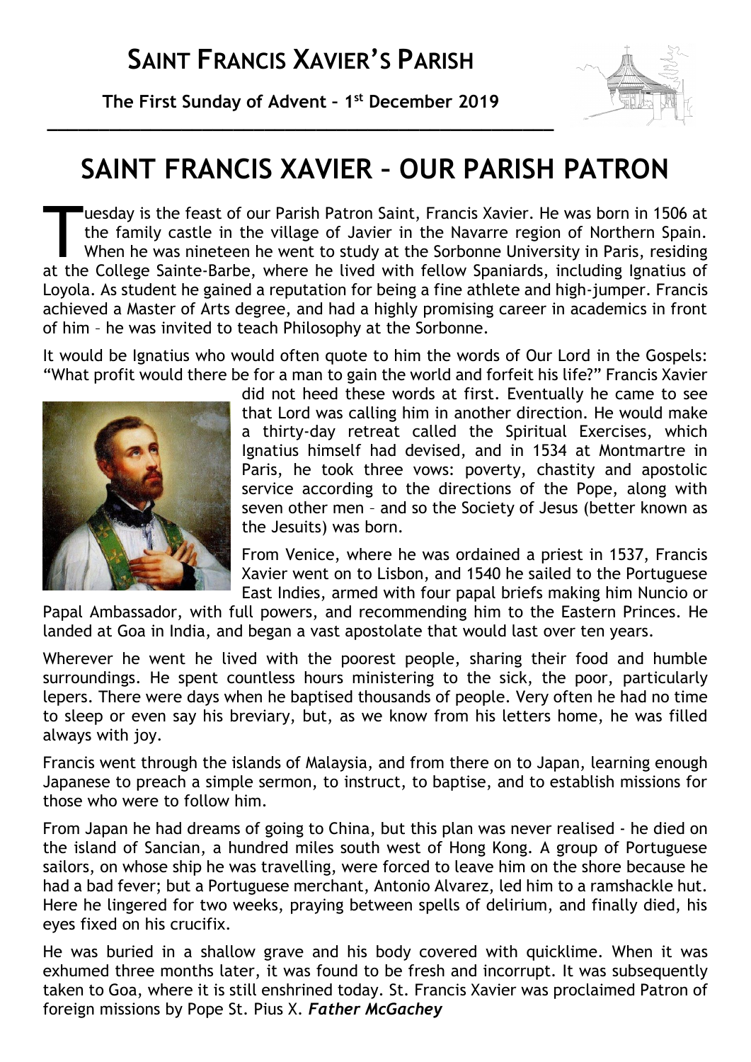# SAINT FRANCIS XAVIER'S PARISH

**The First Sunday of Advent – 1st December 2019**

# SAINT FRANCIS XAVIER – OUR PARISH PATRON

Tuesday is the feast of our Parish Patron Saint, Francis Xavier. He was born in 1506 at the family castle in the village of Javier in the Navarre region of Northern Spain. When he was nineteen he went to study at the Sorbonne University in Paris, residing at the College Sainte-Barbe, where he lived with fellow Spaniards, including Ignatius of Loyola. As student he gained a reputation for being a fine athlete and high-jumper. Francis achieved a Master of Arts degree, and had a highly promising career in academics in front of him – he was invited to teach Philosophy at the Sorbonne.

It would be Ignatius who would often quote to him the words of Our Lord in the Gospels: "What profit would there be for a man to gain the world and forfeit his life?" Francis Xavier did not heed these words at first. Eventually he came to see that Lord was calling him in another direction. He would make a thirty-day retreat called the Spiritual Exercises, which Ignatius himself had devised, and in 1534 at Montmartre in Paris, he took three vows: poverty, chastity and apostolic service according to the directions of the Pope, along with seven other men – and so the Society of Jesus (better known as the Jesuits) was born.

From Venice, where he was ordained a priest in 1537, Francis Xavier went on to Lisbon, and 1540 he sailed to the Portuguese East Indies, armed with four papal briefs making him Nuncio or Papal Ambassador, with full powers, and recommending him to the Eastern Princes. He landed at Goa in India, and began a vast apostolate that would last over ten years.

Wherever he went he lived with the poorest people, sharing their food and humble surroundings. He spent countless hours ministering to the sick, the poor, particularly lepers. There were days when he baptised thousands of people. Very often he had no time to sleep or even say his breviary, but, as we know from his letters home, he was filled always with joy.

Francis went through the islands of Malaysia, and from there on to Japan, learning enough Japanese to preach a simple sermon, to instruct, to baptise, and to establish missions for those who were to follow him.

From Japan he had dreams of going to China, but this plan was never realised - he died on the island of Sancian, a hundred miles south west of Hong Kong. A group of Portuguese sailors, on whose ship he was travelling, were forced to leave him on the shore because he had a bad fever; but a Portuguese merchant, Antonio Alvarez, led him to a ramshackle hut. Here he lingered for two weeks, praying between spells of delirium, and finally died, his eyes fixed on his crucifix.

He was buried in a shallow grave and his body covered with quicklime. When it was exhumed three months later, it was found to be fresh and incorrupt. It was subsequently taken to Goa, where it is still enshrined today. St. Francis Xavier was proclaimed Patron of foreign missions by Pope St. Pius X. ***Father McGachey***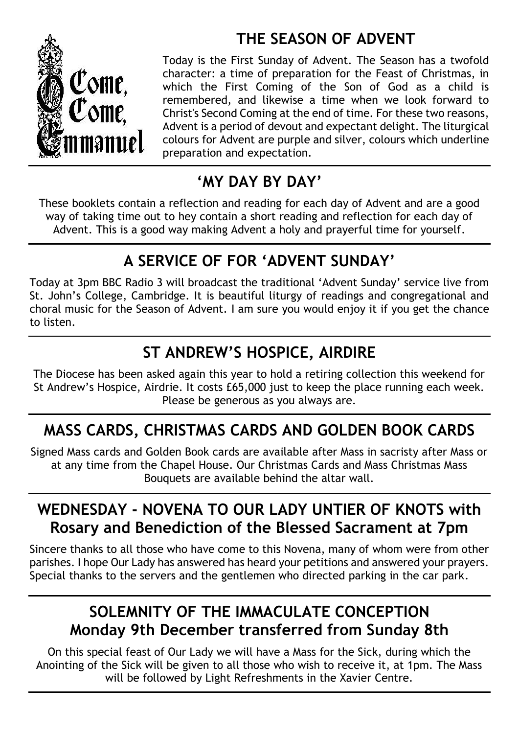## THE SEASON OF ADVENT

Today is the First Sunday of Advent. The Season has a twofold character: a time of preparation for the Feast of Christmas, in which the First Coming of the Son of God as a child is remembered, and likewise a time when we look forward to Christ's Second Coming at the end of time. For these two reasons, Advent is a period of devout and expectant delight. The liturgical colours for Advent are purple and silver, colours which underline preparation and expectation.

## 'MY DAY BY DAY'

These booklets contain a reflection and reading for each day of Advent and are a good way of taking time out to hey contain a short reading and reflection for each day of Advent. This is a good way making Advent a holy and prayerful time for yourself.

## A SERVICE OF FOR 'ADVENT SUNDAY'

Today at 3pm BBC Radio 3 will broadcast the traditional 'Advent Sunday' service live from St. John's College, Cambridge. It is beautiful liturgy of readings and congregational and choral music for the Season of Advent. I am sure you would enjoy it if you get the chance to listen.

## ST ANDREW'S HOSPICE, AIRDIRE

The Diocese has been asked again this year to hold a retiring collection this weekend for St Andrew's Hospice, Airdrie. It costs £65,000 just to keep the place running each week. Please be generous as you always are.

## MASS CARDS, CHRISTMAS CARDS AND GOLDEN BOOK CARDS

Signed Mass cards and Golden Book cards are available after Mass in sacristy after Mass or at any time from the Chapel House. Our Christmas Cards and Mass Christmas Mass Bouquets are available behind the altar wall.

## WEDNESDAY - NOVENA TO OUR LADY UNTIER OF KNOTS with Rosary and Benediction of the Blessed Sacrament at 7pm

Sincere thanks to all those who have come to this Novena, many of whom were from other parishes. I hope Our Lady has answered has heard your petitions and answered your prayers. Special thanks to the servers and the gentlemen who directed parking in the car park.

## SOLEMNITY OF THE IMMACULATE CONCEPTION Monday 9th December transferred from Sunday 8th

On this special feast of Our Lady we will have a Mass for the Sick, during which the Anointing of the Sick will be given to all those who wish to receive it, at 1pm. The Mass will be followed by Light Refreshments in the Xavier Centre.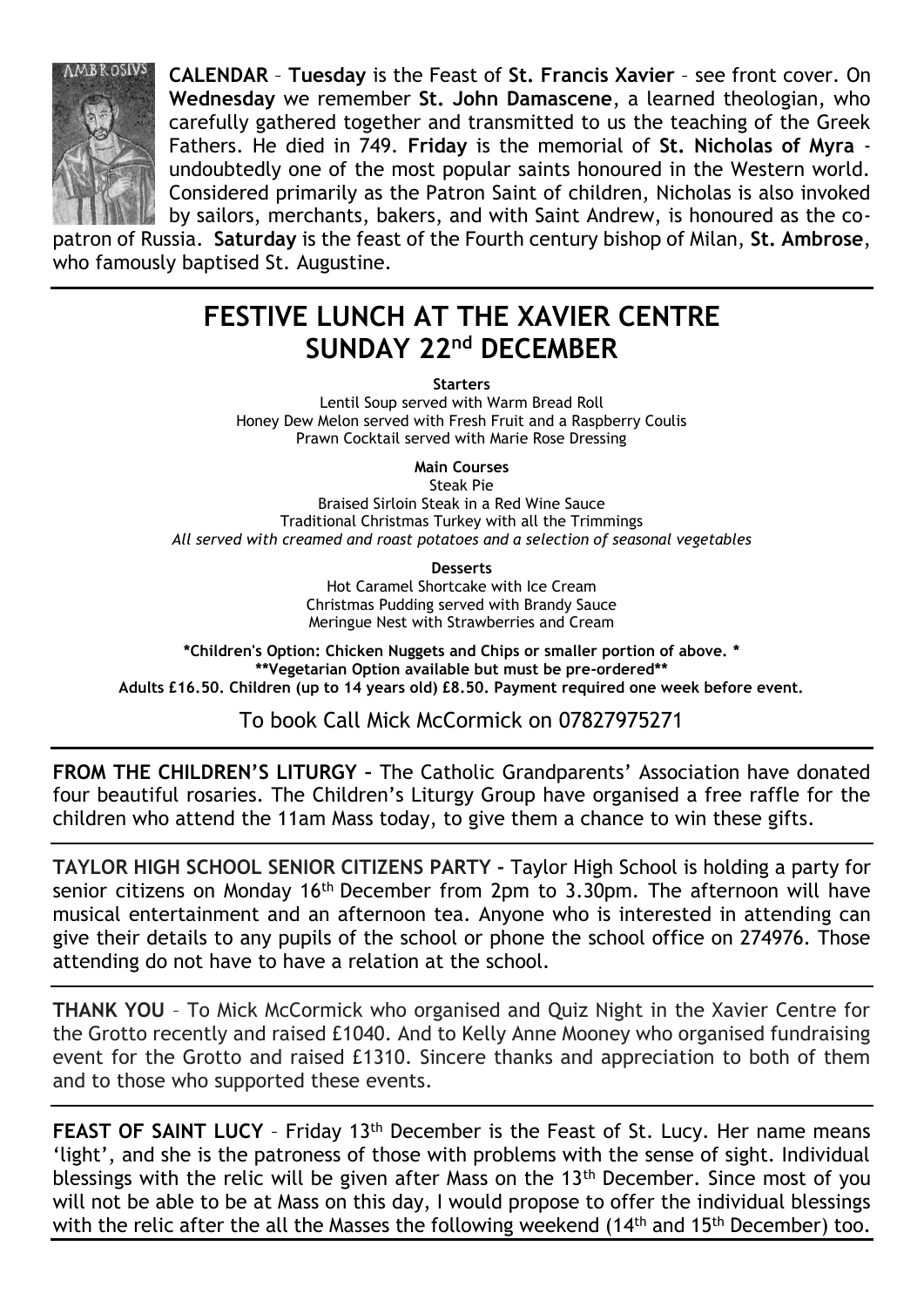**CALENDAR** – **Tuesday** is the Feast of **St. Francis Xavier** – see front cover. On **Wednesday** we remember **St. John Damascene**, a learned theologian, who carefully gathered together and transmitted to us the teaching of the Greek Fathers. He died in 749. **Friday** is the memorial of **St. Nicholas of Myra** - undoubtedly one of the most popular saints honoured in the Western world. Considered primarily as the Patron Saint of children, Nicholas is also invoked by sailors, merchants, bakers, and with Saint Andrew, is honoured as the co-patron of Russia. **Saturday** is the feast of the Fourth century bishop of Milan, **St. Ambrose**, who famously baptised St. Augustine.

## FESTIVE LUNCH AT THE XAVIER CENTRE SUNDAY 22nd DECEMBER

**Starters**

Lentil Soup served with Warm Bread Roll
Honey Dew Melon served with Fresh Fruit and a Raspberry Coulis
Prawn Cocktail served with Marie Rose Dressing

**Main Courses**

Steak Pie
Braised Sirloin Steak in a Red Wine Sauce
Traditional Christmas Turkey with all the Trimmings
*All served with creamed and roast potatoes and a selection of seasonal vegetables*

**Desserts**

Hot Caramel Shortcake with Ice Cream
Christmas Pudding served with Brandy Sauce
Meringue Nest with Strawberries and Cream

**\*Children's Option: Chicken Nuggets and Chips or smaller portion of above. \***
**\*\*Vegetarian Option available but must be pre-ordered\*\***
**Adults £16.50. Children (up to 14 years old) £8.50. Payment required one week before event.**

To book Call Mick McCormick on 07827975271

**FROM THE CHILDREN'S LITURGY –** The Catholic Grandparents' Association have donated four beautiful rosaries. The Children's Liturgy Group have organised a free raffle for the children who attend the 11am Mass today, to give them a chance to win these gifts.

**TAYLOR HIGH SCHOOL SENIOR CITIZENS PARTY –** Taylor High School is holding a party for senior citizens on Monday 16th December from 2pm to 3.30pm. The afternoon will have musical entertainment and an afternoon tea. Anyone who is interested in attending can give their details to any pupils of the school or phone the school office on 274976. Those attending do not have to have a relation at the school.

**THANK YOU** – To Mick McCormick who organised and Quiz Night in the Xavier Centre for the Grotto recently and raised £1040. And to Kelly Anne Mooney who organised fundraising event for the Grotto and raised £1310. Sincere thanks and appreciation to both of them and to those who supported these events.

**FEAST OF SAINT LUCY** – Friday 13th December is the Feast of St. Lucy. Her name means 'light', and she is the patroness of those with problems with the sense of sight. Individual blessings with the relic will be given after Mass on the 13th December. Since most of you will not be able to be at Mass on this day, I would propose to offer the individual blessings with the relic after the all the Masses the following weekend (14th and 15th December) too.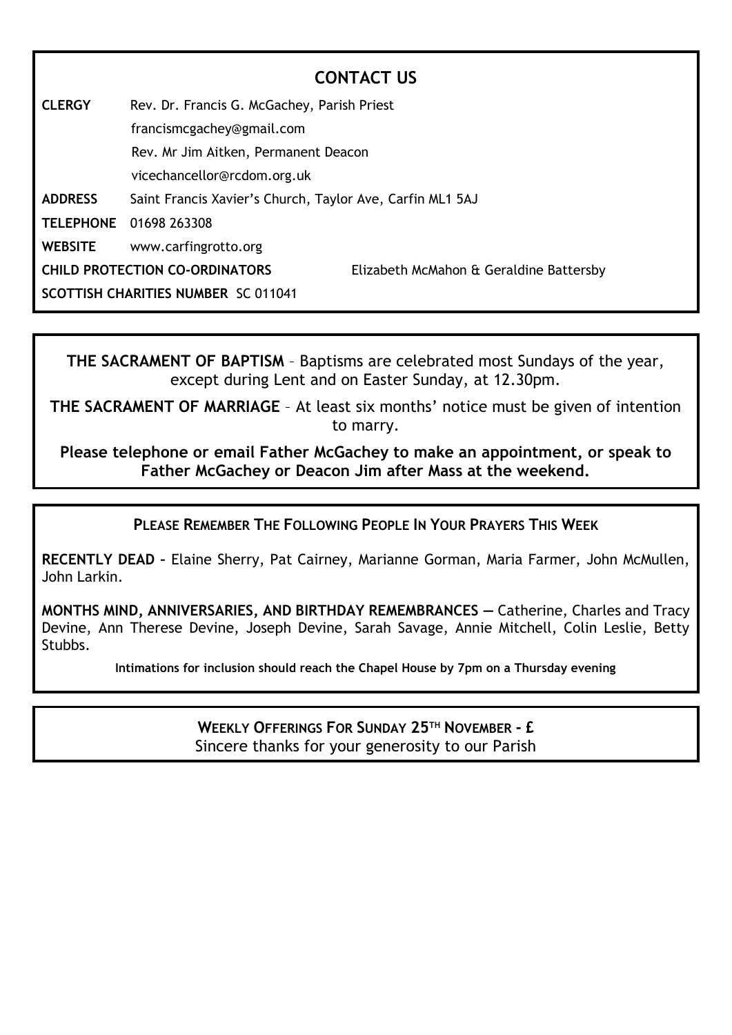## CONTACT US

**CLERGY** Rev. Dr. Francis G. McGachey, Parish Priest
francismcgachey@gmail.com
Rev. Mr Jim Aitken, Permanent Deacon
vicechancellor@rcdom.org.uk

**ADDRESS** Saint Francis Xavier's Church, Taylor Ave, Carfin ML1 5AJ

**TELEPHONE** 01698 263308

**WEBSITE** www.carfingrotto.org

**CHILD PROTECTION CO-ORDINATORS** Elizabeth McMahon & Geraldine Battersby

**SCOTTISH CHARITIES NUMBER** SC 011041

---

**THE SACRAMENT OF BAPTISM** – Baptisms are celebrated most Sundays of the year, except during Lent and on Easter Sunday, at 12.30pm.

**THE SACRAMENT OF MARRIAGE** – At least six months' notice must be given of intention to marry.

**Please telephone or email Father McGachey to make an appointment, or speak to Father McGachey or Deacon Jim after Mass at the weekend.**

---

**PLEASE REMEMBER THE FOLLOWING PEOPLE IN YOUR PRAYERS THIS WEEK**

**RECENTLY DEAD** – Elaine Sherry, Pat Cairney, Marianne Gorman, Maria Farmer, John McMullen, John Larkin.

**MONTHS MIND, ANNIVERSARIES, AND BIRTHDAY REMEMBRANCES —** Catherine, Charles and Tracy Devine, Ann Therese Devine, Joseph Devine, Sarah Savage, Annie Mitchell, Colin Leslie, Betty Stubbs.

**Intimations for inclusion should reach the Chapel House by 7pm on a Thursday evening**

---

**WEEKLY OFFERINGS FOR SUNDAY 25TH NOVEMBER - £**
Sincere thanks for your generosity to our Parish